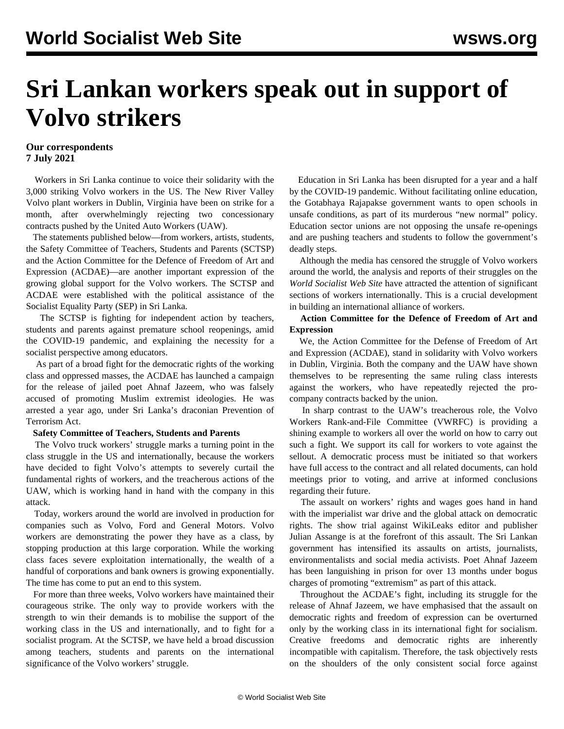# Sri Lankan workers speak out in support of Volvo strikers

**Our correspondents**
**7 July 2021**

Workers in Sri Lanka continue to voice their solidarity with the 3,000 striking Volvo workers in the US. The New River Valley Volvo plant workers in Dublin, Virginia have been on strike for a month, after overwhelmingly rejecting two concessionary contracts pushed by the United Auto Workers (UAW).

The statements published below—from workers, artists, students, the Safety Committee of Teachers, Students and Parents (SCTSP) and the Action Committee for the Defence of Freedom of Art and Expression (ACDAE)—are another important expression of the growing global support for the Volvo workers. The SCTSP and ACDAE were established with the political assistance of the Socialist Equality Party (SEP) in Sri Lanka.

The SCTSP is fighting for independent action by teachers, students and parents against premature school reopenings, amid the COVID-19 pandemic, and explaining the necessity for a socialist perspective among educators.

As part of a broad fight for the democratic rights of the working class and oppressed masses, the ACDAE has launched a campaign for the release of jailed poet Ahnaf Jazeem, who was falsely accused of promoting Muslim extremist ideologies. He was arrested a year ago, under Sri Lanka's draconian Prevention of Terrorism Act.

**Safety Committee of Teachers, Students and Parents**

The Volvo truck workers' struggle marks a turning point in the class struggle in the US and internationally, because the workers have decided to fight Volvo's attempts to severely curtail the fundamental rights of workers, and the treacherous actions of the UAW, which is working hand in hand with the company in this attack.

Today, workers around the world are involved in production for companies such as Volvo, Ford and General Motors. Volvo workers are demonstrating the power they have as a class, by stopping production at this large corporation. While the working class faces severe exploitation internationally, the wealth of a handful of corporations and bank owners is growing exponentially. The time has come to put an end to this system.

For more than three weeks, Volvo workers have maintained their courageous strike. The only way to provide workers with the strength to win their demands is to mobilise the support of the working class in the US and internationally, and to fight for a socialist program. At the SCTSP, we have held a broad discussion among teachers, students and parents on the international significance of the Volvo workers' struggle.

Education in Sri Lanka has been disrupted for a year and a half by the COVID-19 pandemic. Without facilitating online education, the Gotabhaya Rajapakse government wants to open schools in unsafe conditions, as part of its murderous "new normal" policy. Education sector unions are not opposing the unsafe re-openings and are pushing teachers and students to follow the government's deadly steps.

Although the media has censored the struggle of Volvo workers around the world, the analysis and reports of their struggles on the *World Socialist Web Site* have attracted the attention of significant sections of workers internationally. This is a crucial development in building an international alliance of workers.

**Action Committee for the Defence of Freedom of Art and Expression**

We, the Action Committee for the Defense of Freedom of Art and Expression (ACDAE), stand in solidarity with Volvo workers in Dublin, Virginia. Both the company and the UAW have shown themselves to be representing the same ruling class interests against the workers, who have repeatedly rejected the pro-company contracts backed by the union.

In sharp contrast to the UAW's treacherous role, the Volvo Workers Rank-and-File Committee (VWRFC) is providing a shining example to workers all over the world on how to carry out such a fight. We support its call for workers to vote against the sellout. A democratic process must be initiated so that workers have full access to the contract and all related documents, can hold meetings prior to voting, and arrive at informed conclusions regarding their future.

The assault on workers' rights and wages goes hand in hand with the imperialist war drive and the global attack on democratic rights. The show trial against WikiLeaks editor and publisher Julian Assange is at the forefront of this assault. The Sri Lankan government has intensified its assaults on artists, journalists, environmentalists and social media activists. Poet Ahnaf Jazeem has been languishing in prison for over 13 months under bogus charges of promoting "extremism" as part of this attack.

Throughout the ACDAE's fight, including its struggle for the release of Ahnaf Jazeem, we have emphasised that the assault on democratic rights and freedom of expression can be overturned only by the working class in its international fight for socialism. Creative freedoms and democratic rights are inherently incompatible with capitalism. Therefore, the task objectively rests on the shoulders of the only consistent social force against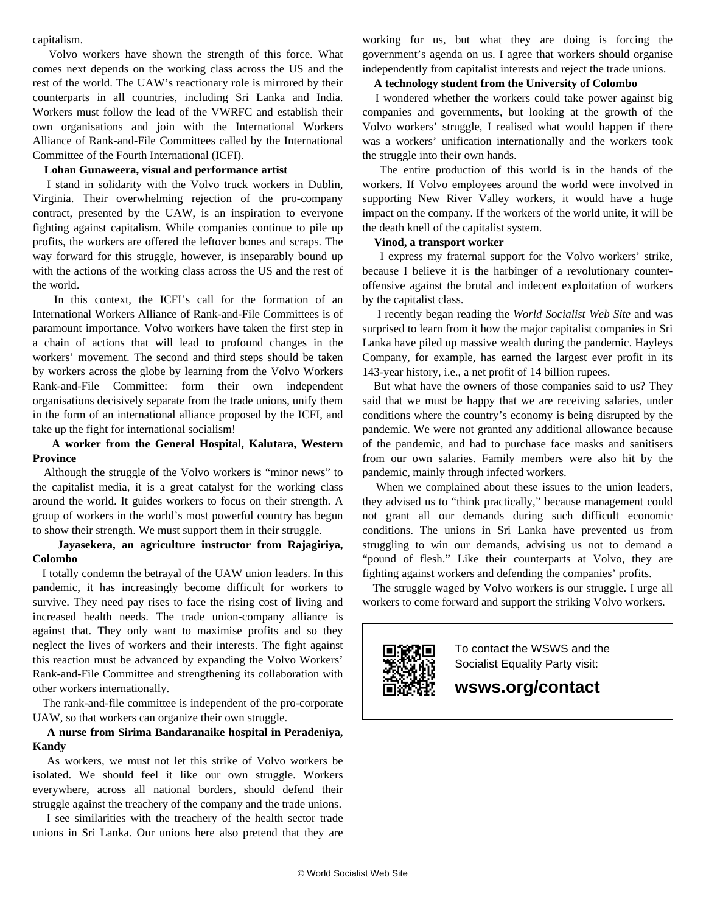capitalism.

Volvo workers have shown the strength of this force. What comes next depends on the working class across the US and the rest of the world. The UAW's reactionary role is mirrored by their counterparts in all countries, including Sri Lanka and India. Workers must follow the lead of the VWRFC and establish their own organisations and join with the International Workers Alliance of Rank-and-File Committees called by the International Committee of the Fourth International (ICFI).

**Lohan Gunaweera, visual and performance artist**

I stand in solidarity with the Volvo truck workers in Dublin, Virginia. Their overwhelming rejection of the pro-company contract, presented by the UAW, is an inspiration to everyone fighting against capitalism. While companies continue to pile up profits, the workers are offered the leftover bones and scraps. The way forward for this struggle, however, is inseparably bound up with the actions of the working class across the US and the rest of the world.

In this context, the ICFI's call for the formation of an International Workers Alliance of Rank-and-File Committees is of paramount importance. Volvo workers have taken the first step in a chain of actions that will lead to profound changes in the workers' movement. The second and third steps should be taken by workers across the globe by learning from the Volvo Workers Rank-and-File Committee: form their own independent organisations decisively separate from the trade unions, unify them in the form of an international alliance proposed by the ICFI, and take up the fight for international socialism!

**A worker from the General Hospital, Kalutara, Western Province**

Although the struggle of the Volvo workers is "minor news" to the capitalist media, it is a great catalyst for the working class around the world. It guides workers to focus on their strength. A group of workers in the world's most powerful country has begun to show their strength. We must support them in their struggle.

**Jayasekera, an agriculture instructor from Rajagiriya, Colombo**

I totally condemn the betrayal of the UAW union leaders. In this pandemic, it has increasingly become difficult for workers to survive. They need pay rises to face the rising cost of living and increased health needs. The trade union-company alliance is against that. They only want to maximise profits and so they neglect the lives of workers and their interests. The fight against this reaction must be advanced by expanding the Volvo Workers' Rank-and-File Committee and strengthening its collaboration with other workers internationally.

The rank-and-file committee is independent of the pro-corporate UAW, so that workers can organize their own struggle.

**A nurse from Sirima Bandaranaike hospital in Peradeniya, Kandy**

As workers, we must not let this strike of Volvo workers be isolated. We should feel it like our own struggle. Workers everywhere, across all national borders, should defend their struggle against the treachery of the company and the trade unions.

I see similarities with the treachery of the health sector trade unions in Sri Lanka. Our unions here also pretend that they are working for us, but what they are doing is forcing the government's agenda on us. I agree that workers should organise independently from capitalist interests and reject the trade unions.

**A technology student from the University of Colombo**

I wondered whether the workers could take power against big companies and governments, but looking at the growth of the Volvo workers' struggle, I realised what would happen if there was a workers' unification internationally and the workers took the struggle into their own hands.

The entire production of this world is in the hands of the workers. If Volvo employees around the world were involved in supporting New River Valley workers, it would have a huge impact on the company. If the workers of the world unite, it will be the death knell of the capitalist system.

**Vinod, a transport worker**

I express my fraternal support for the Volvo workers' strike, because I believe it is the harbinger of a revolutionary counter-offensive against the brutal and indecent exploitation of workers by the capitalist class.

I recently began reading the *World Socialist Web Site* and was surprised to learn from it how the major capitalist companies in Sri Lanka have piled up massive wealth during the pandemic. Hayleys Company, for example, has earned the largest ever profit in its 143-year history, i.e., a net profit of 14 billion rupees.

But what have the owners of those companies said to us? They said that we must be happy that we are receiving salaries, under conditions where the country's economy is being disrupted by the pandemic. We were not granted any additional allowance because of the pandemic, and had to purchase face masks and sanitisers from our own salaries. Family members were also hit by the pandemic, mainly through infected workers.

When we complained about these issues to the union leaders, they advised us to "think practically," because management could not grant all our demands during such difficult economic conditions. The unions in Sri Lanka have prevented us from struggling to win our demands, advising us not to demand a "pound of flesh." Like their counterparts at Volvo, they are fighting against workers and defending the companies' profits.

The struggle waged by Volvo workers is our struggle. I urge all workers to come forward and support the striking Volvo workers.

To contact the WSWS and the Socialist Equality Party visit:

**wsws.org/contact**